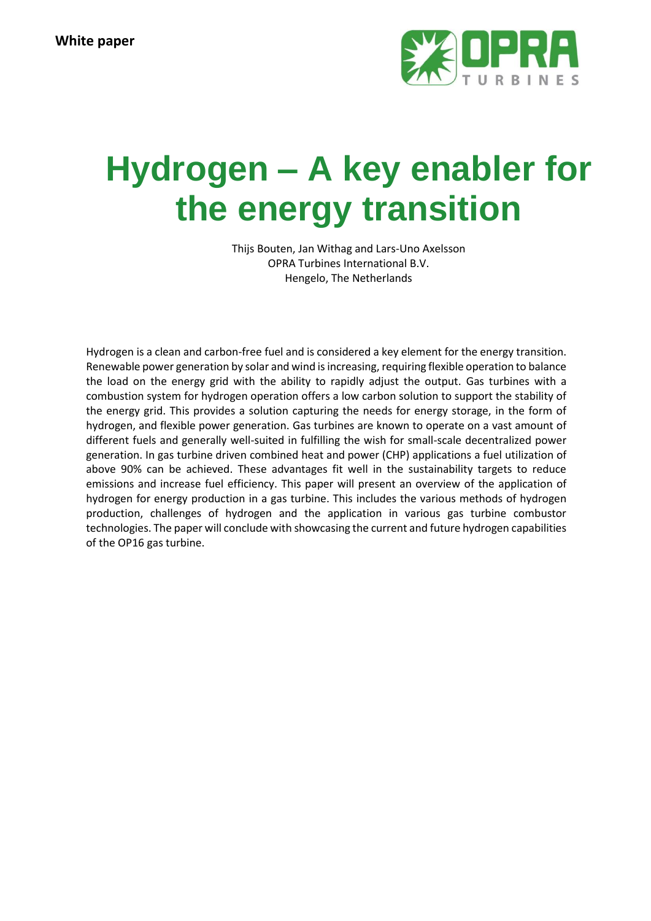**White paper**

# Hydrogen – A key enabler for the energy transition

Thijs Bouten, Jan Withag and Lars-Uno Axelsson
OPRA Turbines International B.V.
Hengelo, The Netherlands

Hydrogen is a clean and carbon-free fuel and is considered a key element for the energy transition. Renewable power generation by solar and wind is increasing, requiring flexible operation to balance the load on the energy grid with the ability to rapidly adjust the output. Gas turbines with a combustion system for hydrogen operation offers a low carbon solution to support the stability of the energy grid. This provides a solution capturing the needs for energy storage, in the form of hydrogen, and flexible power generation. Gas turbines are known to operate on a vast amount of different fuels and generally well-suited in fulfilling the wish for small-scale decentralized power generation. In gas turbine driven combined heat and power (CHP) applications a fuel utilization of above 90% can be achieved. These advantages fit well in the sustainability targets to reduce emissions and increase fuel efficiency. This paper will present an overview of the application of hydrogen for energy production in a gas turbine. This includes the various methods of hydrogen production, challenges of hydrogen and the application in various gas turbine combustor technologies. The paper will conclude with showcasing the current and future hydrogen capabilities of the OP16 gas turbine.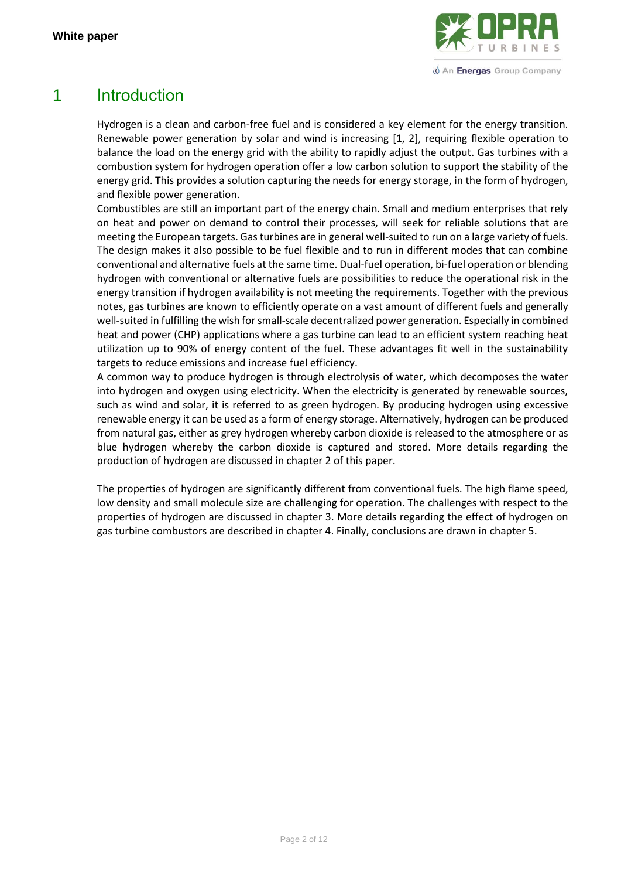# 1 Introduction

Hydrogen is a clean and carbon-free fuel and is considered a key element for the energy transition. Renewable power generation by solar and wind is increasing [1, 2], requiring flexible operation to balance the load on the energy grid with the ability to rapidly adjust the output. Gas turbines with a combustion system for hydrogen operation offer a low carbon solution to support the stability of the energy grid. This provides a solution capturing the needs for energy storage, in the form of hydrogen, and flexible power generation.
Combustibles are still an important part of the energy chain. Small and medium enterprises that rely on heat and power on demand to control their processes, will seek for reliable solutions that are meeting the European targets. Gas turbines are in general well-suited to run on a large variety of fuels. The design makes it also possible to be fuel flexible and to run in different modes that can combine conventional and alternative fuels at the same time. Dual-fuel operation, bi-fuel operation or blending hydrogen with conventional or alternative fuels are possibilities to reduce the operational risk in the energy transition if hydrogen availability is not meeting the requirements. Together with the previous notes, gas turbines are known to efficiently operate on a vast amount of different fuels and generally well-suited in fulfilling the wish for small-scale decentralized power generation. Especially in combined heat and power (CHP) applications where a gas turbine can lead to an efficient system reaching heat utilization up to 90% of energy content of the fuel. These advantages fit well in the sustainability targets to reduce emissions and increase fuel efficiency.
A common way to produce hydrogen is through electrolysis of water, which decomposes the water into hydrogen and oxygen using electricity. When the electricity is generated by renewable sources, such as wind and solar, it is referred to as green hydrogen. By producing hydrogen using excessive renewable energy it can be used as a form of energy storage. Alternatively, hydrogen can be produced from natural gas, either as grey hydrogen whereby carbon dioxide is released to the atmosphere or as blue hydrogen whereby the carbon dioxide is captured and stored. More details regarding the production of hydrogen are discussed in chapter 2 of this paper.

The properties of hydrogen are significantly different from conventional fuels. The high flame speed, low density and small molecule size are challenging for operation. The challenges with respect to the properties of hydrogen are discussed in chapter 3. More details regarding the effect of hydrogen on gas turbine combustors are described in chapter 4. Finally, conclusions are drawn in chapter 5.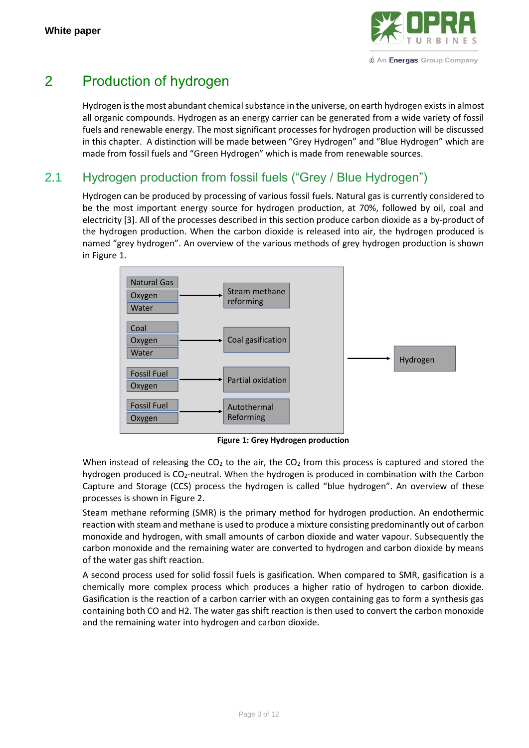# 2 Production of hydrogen

Hydrogen is the most abundant chemical substance in the universe, on earth hydrogen exists in almost all organic compounds. Hydrogen as an energy carrier can be generated from a wide variety of fossil fuels and renewable energy. The most significant processes for hydrogen production will be discussed in this chapter. A distinction will be made between "Grey Hydrogen" and "Blue Hydrogen" which are made from fossil fuels and "Green Hydrogen" which is made from renewable sources.

## 2.1 Hydrogen production from fossil fuels ("Grey / Blue Hydrogen")

Hydrogen can be produced by processing of various fossil fuels. Natural gas is currently considered to be the most important energy source for hydrogen production, at 70%, followed by oil, coal and electricity [3]. All of the processes described in this section produce carbon dioxide as a by-product of the hydrogen production. When the carbon dioxide is released into air, the hydrogen produced is named "grey hydrogen". An overview of the various methods of grey hydrogen production is shown in Figure 1.

| Inputs | Process | Output |
|---|---|---|
| Natural Gas, Oxygen, Water | Steam methane reforming | Hydrogen |
| Coal, Oxygen, Water | Coal gasification | Hydrogen |
| Fossil Fuel, Oxygen | Partial oxidation | Hydrogen |
| Fossil Fuel, Oxygen | Autothermal Reforming | Hydrogen |

**Figure 1: Grey Hydrogen production**

When instead of releasing the $CO_2$ to the air, the $CO_2$ from this process is captured and stored the hydrogen produced is $CO_2$-neutral. When the hydrogen is produced in combination with the Carbon Capture and Storage (CCS) process the hydrogen is called "blue hydrogen". An overview of these processes is shown in Figure 2.

Steam methane reforming (SMR) is the primary method for hydrogen production. An endothermic reaction with steam and methane is used to produce a mixture consisting predominantly out of carbon monoxide and hydrogen, with small amounts of carbon dioxide and water vapour. Subsequently the carbon monoxide and the remaining water are converted to hydrogen and carbon dioxide by means of the water gas shift reaction.

A second process used for solid fossil fuels is gasification. When compared to SMR, gasification is a chemically more complex process which produces a higher ratio of hydrogen to carbon dioxide. Gasification is the reaction of a carbon carrier with an oxygen containing gas to form a synthesis gas containing both CO and H2. The water gas shift reaction is then used to convert the carbon monoxide and the remaining water into hydrogen and carbon dioxide.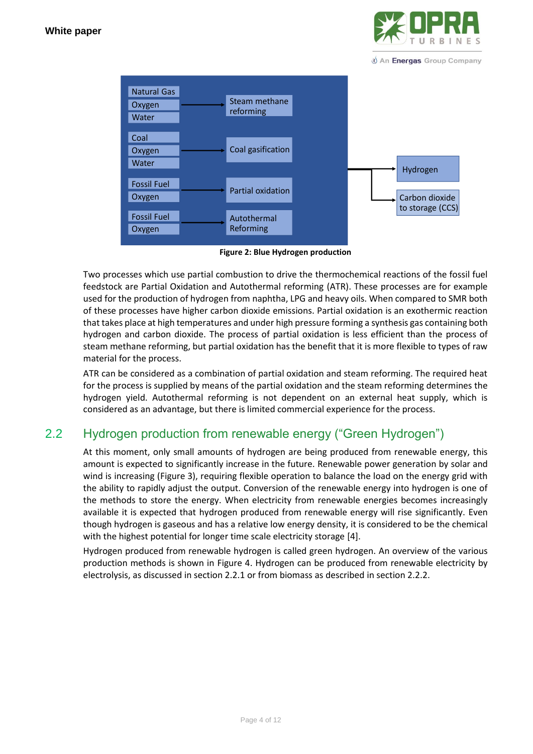| Feedstock | Process | Products |
|---|---|---|
| Natural Gas, Oxygen, Water | Steam methane reforming | Hydrogen; Carbon dioxide to storage (CCS) |
| Coal, Oxygen, Water | Coal gasification | |
| Fossil Fuel, Oxygen | Partial oxidation | |
| Fossil Fuel, Oxygen | Autothermal Reforming | |

**Figure 2: Blue Hydrogen production**

Two processes which use partial combustion to drive the thermochemical reactions of the fossil fuel feedstock are Partial Oxidation and Autothermal reforming (ATR). These processes are for example used for the production of hydrogen from naphtha, LPG and heavy oils. When compared to SMR both of these processes have higher carbon dioxide emissions. Partial oxidation is an exothermic reaction that takes place at high temperatures and under high pressure forming a synthesis gas containing both hydrogen and carbon dioxide. The process of partial oxidation is less efficient than the process of steam methane reforming, but partial oxidation has the benefit that it is more flexible to types of raw material for the process.

ATR can be considered as a combination of partial oxidation and steam reforming. The required heat for the process is supplied by means of the partial oxidation and the steam reforming determines the hydrogen yield. Autothermal reforming is not dependent on an external heat supply, which is considered as an advantage, but there is limited commercial experience for the process.

## 2.2 Hydrogen production from renewable energy (“Green Hydrogen”)

At this moment, only small amounts of hydrogen are being produced from renewable energy, this amount is expected to significantly increase in the future. Renewable power generation by solar and wind is increasing (Figure 3), requiring flexible operation to balance the load on the energy grid with the ability to rapidly adjust the output. Conversion of the renewable energy into hydrogen is one of the methods to store the energy. When electricity from renewable energies becomes increasingly available it is expected that hydrogen produced from renewable energy will rise significantly. Even though hydrogen is gaseous and has a relative low energy density, it is considered to be the chemical with the highest potential for longer time scale electricity storage [4].

Hydrogen produced from renewable hydrogen is called green hydrogen. An overview of the various production methods is shown in Figure 4. Hydrogen can be produced from renewable electricity by electrolysis, as discussed in section 2.2.1 or from biomass as described in section 2.2.2.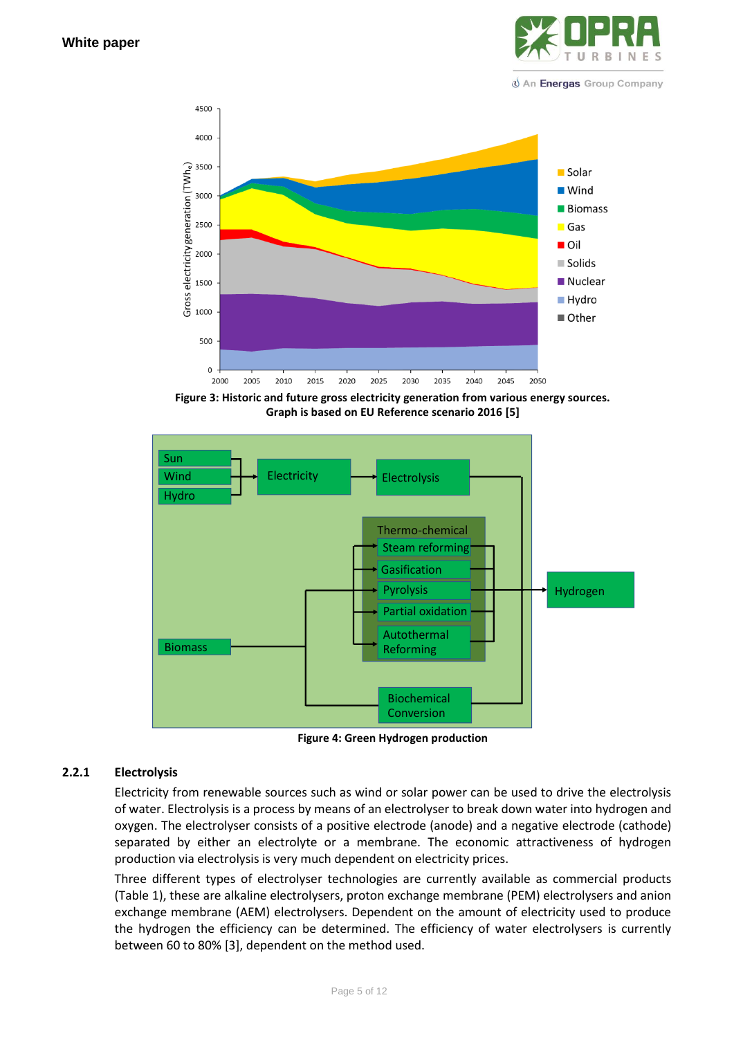Figure 3: Historic and future gross electricity generation from various energy sources. Graph is based on EU Reference scenario 2016 [5]

Figure 4: Green Hydrogen production

### 2.2.1 Electrolysis

Electricity from renewable sources such as wind or solar power can be used to drive the electrolysis of water. Electrolysis is a process by means of an electrolyser to break down water into hydrogen and oxygen. The electrolyser consists of a positive electrode (anode) and a negative electrode (cathode) separated by either an electrolyte or a membrane. The economic attractiveness of hydrogen production via electrolysis is very much dependent on electricity prices.

Three different types of electrolyser technologies are currently available as commercial products (Table 1), these are alkaline electrolysers, proton exchange membrane (PEM) electrolysers and anion exchange membrane (AEM) electrolysers. Dependent on the amount of electricity used to produce the hydrogen the efficiency can be determined. The efficiency of water electrolysers is currently between 60 to 80% [3], dependent on the method used.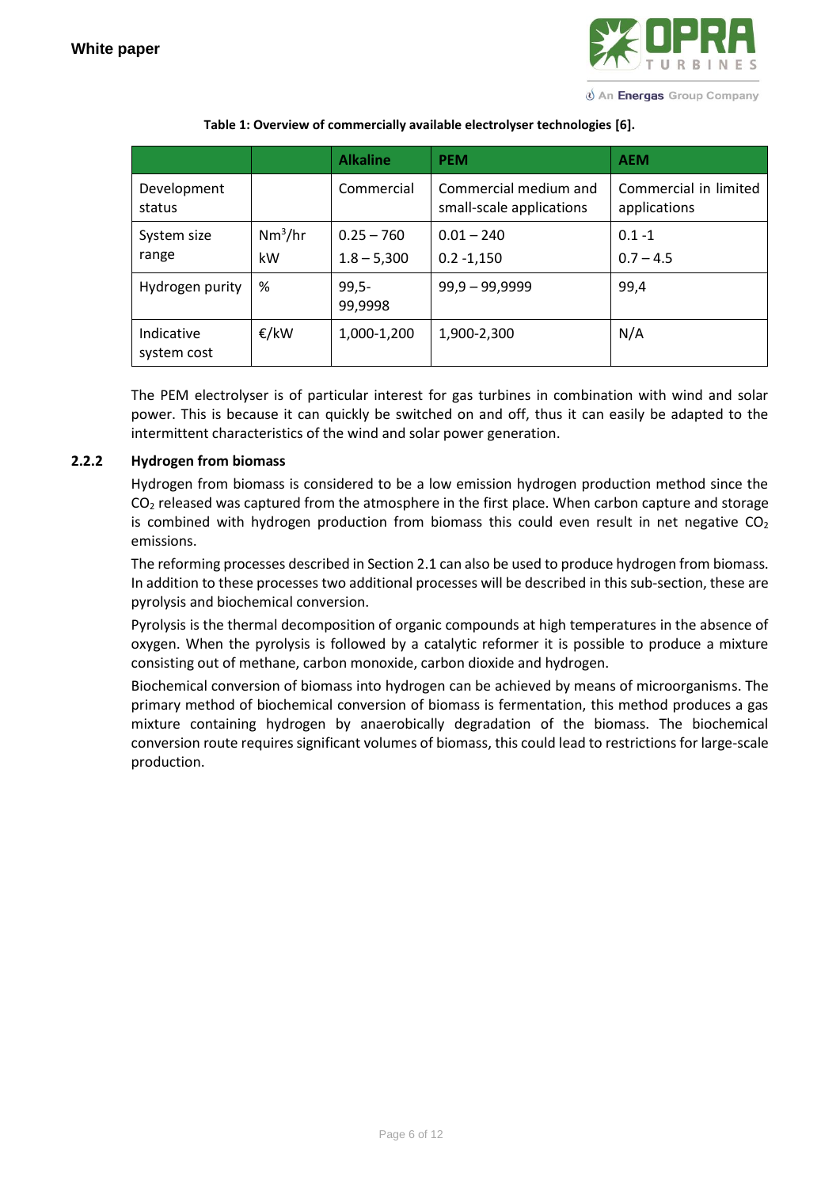**Table 1: Overview of commercially available electrolyser technologies [6].**

| | | Alkaline | PEM | AEM |
|---|---|---|---|---|
| Development status | | Commercial | Commercial medium and small-scale applications | Commercial in limited applications |
| System size range | $Nm^3/hr$<br>kW | 0.25 – 760<br>1.8 – 5,300 | 0.01 – 240<br>0.2 -1,150 | 0.1 -1<br>0.7 – 4.5 |
| Hydrogen purity | % | 99,5-99,9998 | 99,9 – 99,9999 | 99,4 |
| Indicative system cost | €/kW | 1,000-1,200 | 1,900-2,300 | N/A |

The PEM electrolyser is of particular interest for gas turbines in combination with wind and solar power. This is because it can quickly be switched on and off, thus it can easily be adapted to the intermittent characteristics of the wind and solar power generation.

### 2.2.2 Hydrogen from biomass

Hydrogen from biomass is considered to be a low emission hydrogen production method since the $CO_2$ released was captured from the atmosphere in the first place. When carbon capture and storage is combined with hydrogen production from biomass this could even result in net negative $CO_2$ emissions.

The reforming processes described in Section 2.1 can also be used to produce hydrogen from biomass. In addition to these processes two additional processes will be described in this sub-section, these are pyrolysis and biochemical conversion.

Pyrolysis is the thermal decomposition of organic compounds at high temperatures in the absence of oxygen. When the pyrolysis is followed by a catalytic reformer it is possible to produce a mixture consisting out of methane, carbon monoxide, carbon dioxide and hydrogen.

Biochemical conversion of biomass into hydrogen can be achieved by means of microorganisms. The primary method of biochemical conversion of biomass is fermentation, this method produces a gas mixture containing hydrogen by anaerobically degradation of the biomass. The biochemical conversion route requires significant volumes of biomass, this could lead to restrictions for large-scale production.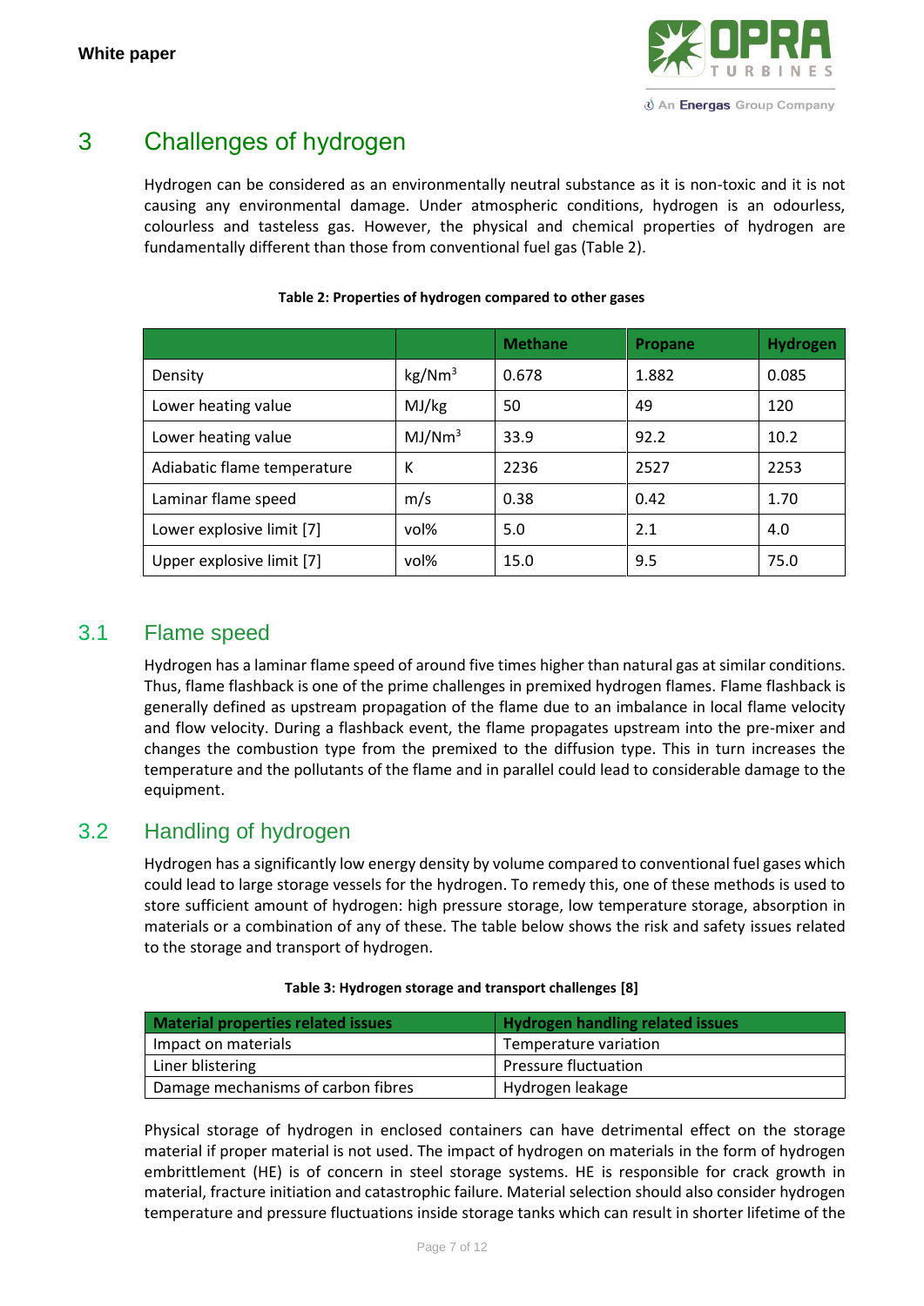# 3 Challenges of hydrogen

Hydrogen can be considered as an environmentally neutral substance as it is non-toxic and it is not causing any environmental damage. Under atmospheric conditions, hydrogen is an odourless, colourless and tasteless gas. However, the physical and chemical properties of hydrogen are fundamentally different than those from conventional fuel gas (Table 2).

**Table 2: Properties of hydrogen compared to other gases**

| | | Methane | Propane | Hydrogen |
|---|---|---|---|---|
| Density | kg/Nm$^3$ | 0.678 | 1.882 | 0.085 |
| Lower heating value | MJ/kg | 50 | 49 | 120 |
| Lower heating value | MJ/Nm$^3$ | 33.9 | 92.2 | 10.2 |
| Adiabatic flame temperature | K | 2236 | 2527 | 2253 |
| Laminar flame speed | m/s | 0.38 | 0.42 | 1.70 |
| Lower explosive limit [7] | vol% | 5.0 | 2.1 | 4.0 |
| Upper explosive limit [7] | vol% | 15.0 | 9.5 | 75.0 |

## 3.1 Flame speed

Hydrogen has a laminar flame speed of around five times higher than natural gas at similar conditions. Thus, flame flashback is one of the prime challenges in premixed hydrogen flames. Flame flashback is generally defined as upstream propagation of the flame due to an imbalance in local flame velocity and flow velocity. During a flashback event, the flame propagates upstream into the pre-mixer and changes the combustion type from the premixed to the diffusion type. This in turn increases the temperature and the pollutants of the flame and in parallel could lead to considerable damage to the equipment.

## 3.2 Handling of hydrogen

Hydrogen has a significantly low energy density by volume compared to conventional fuel gases which could lead to large storage vessels for the hydrogen. To remedy this, one of these methods is used to store sufficient amount of hydrogen: high pressure storage, low temperature storage, absorption in materials or a combination of any of these. The table below shows the risk and safety issues related to the storage and transport of hydrogen.

**Table 3: Hydrogen storage and transport challenges [8]**

| Material properties related issues | Hydrogen handling related issues |
|---|---|
| Impact on materials | Temperature variation |
| Liner blistering | Pressure fluctuation |
| Damage mechanisms of carbon fibres | Hydrogen leakage |

Physical storage of hydrogen in enclosed containers can have detrimental effect on the storage material if proper material is not used. The impact of hydrogen on materials in the form of hydrogen embrittlement (HE) is of concern in steel storage systems. HE is responsible for crack growth in material, fracture initiation and catastrophic failure. Material selection should also consider hydrogen temperature and pressure fluctuations inside storage tanks which can result in shorter lifetime of the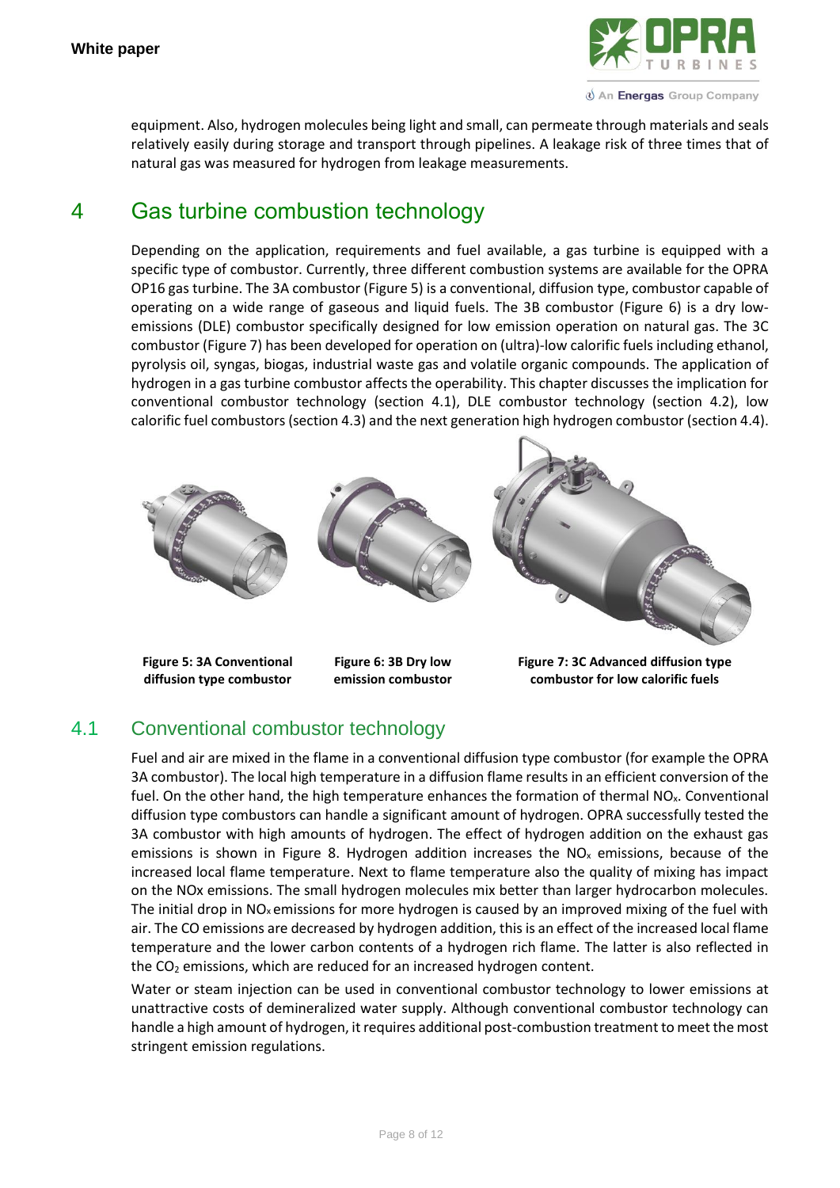equipment. Also, hydrogen molecules being light and small, can permeate through materials and seals relatively easily during storage and transport through pipelines. A leakage risk of three times that of natural gas was measured for hydrogen from leakage measurements.

# 4 Gas turbine combustion technology

Depending on the application, requirements and fuel available, a gas turbine is equipped with a specific type of combustor. Currently, three different combustion systems are available for the OPRA OP16 gas turbine. The 3A combustor (Figure 5) is a conventional, diffusion type, combustor capable of operating on a wide range of gaseous and liquid fuels. The 3B combustor (Figure 6) is a dry low-emissions (DLE) combustor specifically designed for low emission operation on natural gas. The 3C combustor (Figure 7) has been developed for operation on (ultra)-low calorific fuels including ethanol, pyrolysis oil, syngas, biogas, industrial waste gas and volatile organic compounds. The application of hydrogen in a gas turbine combustor affects the operability. This chapter discusses the implication for conventional combustor technology (section 4.1), DLE combustor technology (section 4.2), low calorific fuel combustors (section 4.3) and the next generation high hydrogen combustor (section 4.4).

**Figure 5: 3A Conventional diffusion type combustor**

**Figure 6: 3B Dry low emission combustor**

**Figure 7: 3C Advanced diffusion type combustor for low calorific fuels**

## 4.1 Conventional combustor technology

Fuel and air are mixed in the flame in a conventional diffusion type combustor (for example the OPRA 3A combustor). The local high temperature in a diffusion flame results in an efficient conversion of the fuel. On the other hand, the high temperature enhances the formation of thermal $NO_x$. Conventional diffusion type combustors can handle a significant amount of hydrogen. OPRA successfully tested the 3A combustor with high amounts of hydrogen. The effect of hydrogen addition on the exhaust gas emissions is shown in Figure 8. Hydrogen addition increases the $NO_x$ emissions, because of the increased local flame temperature. Next to flame temperature also the quality of mixing has impact on the NOx emissions. The small hydrogen molecules mix better than larger hydrocarbon molecules. The initial drop in $NO_x$ emissions for more hydrogen is caused by an improved mixing of the fuel with air. The CO emissions are decreased by hydrogen addition, this is an effect of the increased local flame temperature and the lower carbon contents of a hydrogen rich flame. The latter is also reflected in the $CO_2$ emissions, which are reduced for an increased hydrogen content.

Water or steam injection can be used in conventional combustor technology to lower emissions at unattractive costs of demineralized water supply. Although conventional combustor technology can handle a high amount of hydrogen, it requires additional post-combustion treatment to meet the most stringent emission regulations.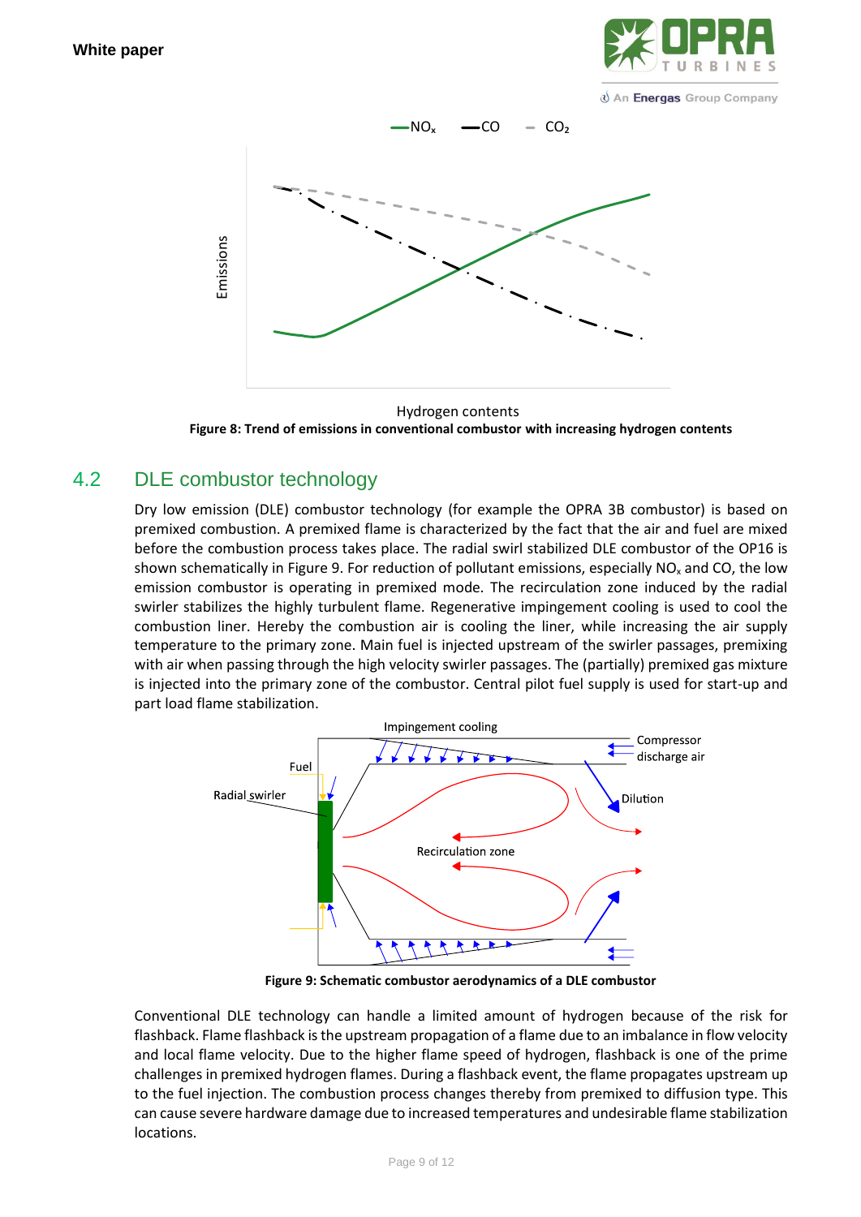Figure 8: Trend of emissions in conventional combustor with increasing hydrogen contents

## 4.2 DLE combustor technology

Dry low emission (DLE) combustor technology (for example the OPRA 3B combustor) is based on premixed combustion. A premixed flame is characterized by the fact that the air and fuel are mixed before the combustion process takes place. The radial swirl stabilized DLE combustor of the OP16 is shown schematically in Figure 9. For reduction of pollutant emissions, especially $NO_x$ and CO, the low emission combustor is operating in premixed mode. The recirculation zone induced by the radial swirler stabilizes the highly turbulent flame. Regenerative impingement cooling is used to cool the combustion liner. Hereby the combustion air is cooling the liner, while increasing the air supply temperature to the primary zone. Main fuel is injected upstream of the swirler passages, premixing with air when passing through the high velocity swirler passages. The (partially) premixed gas mixture is injected into the primary zone of the combustor. Central pilot fuel supply is used for start-up and part load flame stabilization.

Figure 9: Schematic combustor aerodynamics of a DLE combustor

Conventional DLE technology can handle a limited amount of hydrogen because of the risk for flashback. Flame flashback is the upstream propagation of a flame due to an imbalance in flow velocity and local flame velocity. Due to the higher flame speed of hydrogen, flashback is one of the prime challenges in premixed hydrogen flames. During a flashback event, the flame propagates upstream up to the fuel injection. The combustion process changes thereby from premixed to diffusion type. This can cause severe hardware damage due to increased temperatures and undesirable flame stabilization locations.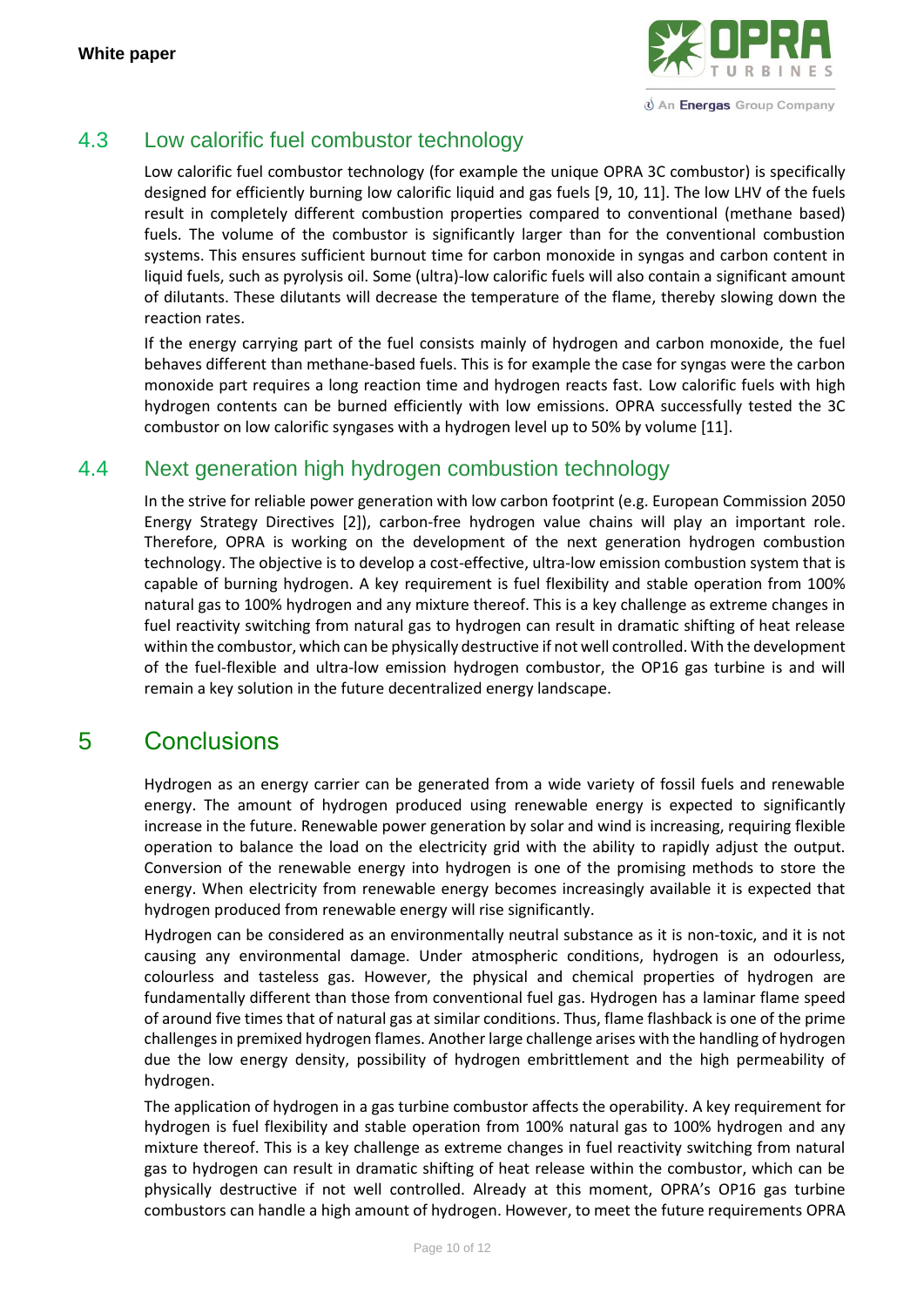## 4.3 Low calorific fuel combustor technology

Low calorific fuel combustor technology (for example the unique OPRA 3C combustor) is specifically designed for efficiently burning low calorific liquid and gas fuels [9, 10, 11]. The low LHV of the fuels result in completely different combustion properties compared to conventional (methane based) fuels. The volume of the combustor is significantly larger than for the conventional combustion systems. This ensures sufficient burnout time for carbon monoxide in syngas and carbon content in liquid fuels, such as pyrolysis oil. Some (ultra)-low calorific fuels will also contain a significant amount of dilutants. These dilutants will decrease the temperature of the flame, thereby slowing down the reaction rates.

If the energy carrying part of the fuel consists mainly of hydrogen and carbon monoxide, the fuel behaves different than methane-based fuels. This is for example the case for syngas were the carbon monoxide part requires a long reaction time and hydrogen reacts fast. Low calorific fuels with high hydrogen contents can be burned efficiently with low emissions. OPRA successfully tested the 3C combustor on low calorific syngases with a hydrogen level up to 50% by volume [11].

## 4.4 Next generation high hydrogen combustion technology

In the strive for reliable power generation with low carbon footprint (e.g. European Commission 2050 Energy Strategy Directives [2]), carbon-free hydrogen value chains will play an important role. Therefore, OPRA is working on the development of the next generation hydrogen combustion technology. The objective is to develop a cost-effective, ultra-low emission combustion system that is capable of burning hydrogen. A key requirement is fuel flexibility and stable operation from 100% natural gas to 100% hydrogen and any mixture thereof. This is a key challenge as extreme changes in fuel reactivity switching from natural gas to hydrogen can result in dramatic shifting of heat release within the combustor, which can be physically destructive if not well controlled. With the development of the fuel-flexible and ultra-low emission hydrogen combustor, the OP16 gas turbine is and will remain a key solution in the future decentralized energy landscape.

# 5 Conclusions

Hydrogen as an energy carrier can be generated from a wide variety of fossil fuels and renewable energy. The amount of hydrogen produced using renewable energy is expected to significantly increase in the future. Renewable power generation by solar and wind is increasing, requiring flexible operation to balance the load on the electricity grid with the ability to rapidly adjust the output. Conversion of the renewable energy into hydrogen is one of the promising methods to store the energy. When electricity from renewable energy becomes increasingly available it is expected that hydrogen produced from renewable energy will rise significantly.

Hydrogen can be considered as an environmentally neutral substance as it is non-toxic, and it is not causing any environmental damage. Under atmospheric conditions, hydrogen is an odourless, colourless and tasteless gas. However, the physical and chemical properties of hydrogen are fundamentally different than those from conventional fuel gas. Hydrogen has a laminar flame speed of around five times that of natural gas at similar conditions. Thus, flame flashback is one of the prime challenges in premixed hydrogen flames. Another large challenge arises with the handling of hydrogen due the low energy density, possibility of hydrogen embrittlement and the high permeability of hydrogen.

The application of hydrogen in a gas turbine combustor affects the operability. A key requirement for hydrogen is fuel flexibility and stable operation from 100% natural gas to 100% hydrogen and any mixture thereof. This is a key challenge as extreme changes in fuel reactivity switching from natural gas to hydrogen can result in dramatic shifting of heat release within the combustor, which can be physically destructive if not well controlled. Already at this moment, OPRA's OP16 gas turbine combustors can handle a high amount of hydrogen. However, to meet the future requirements OPRA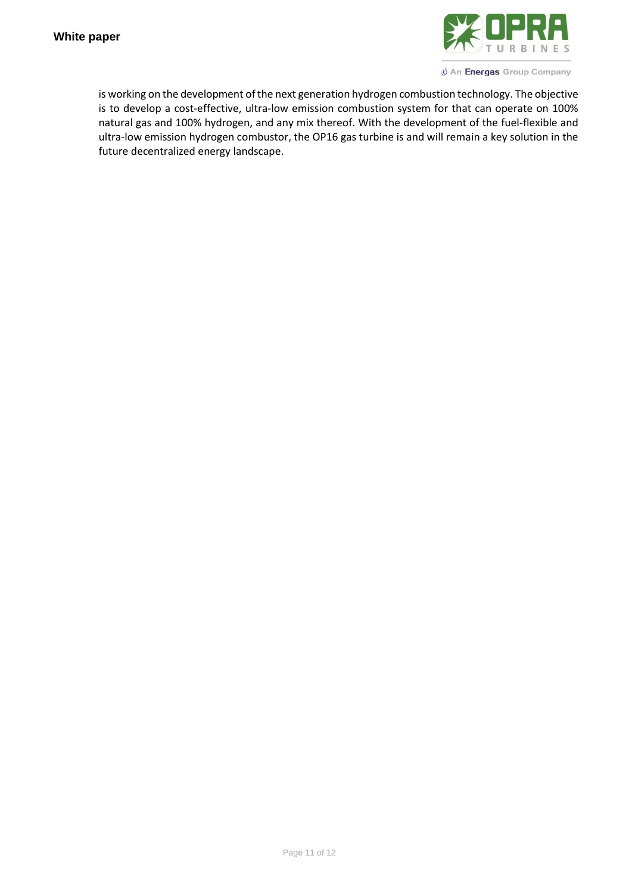is working on the development of the next generation hydrogen combustion technology. The objective is to develop a cost-effective, ultra-low emission combustion system for that can operate on 100% natural gas and 100% hydrogen, and any mix thereof. With the development of the fuel-flexible and ultra-low emission hydrogen combustor, the OP16 gas turbine is and will remain a key solution in the future decentralized energy landscape.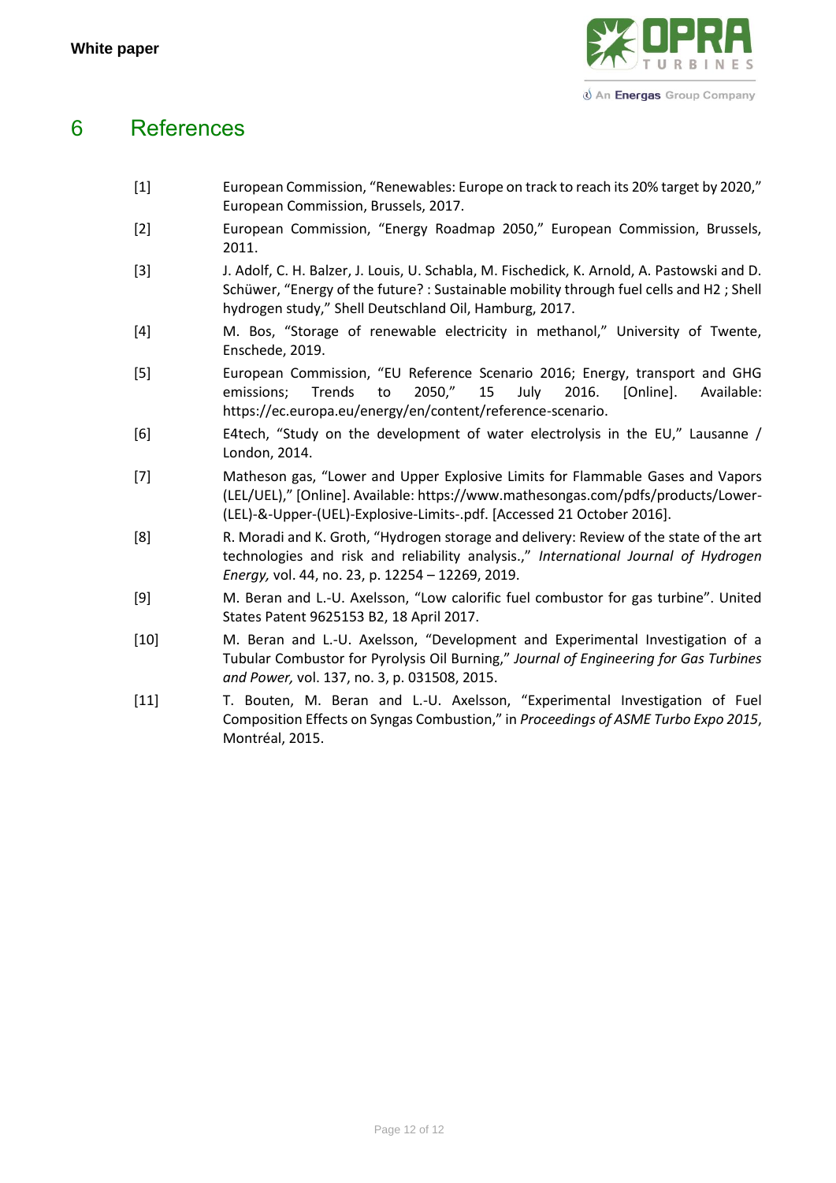# 6 References

[1] European Commission, "Renewables: Europe on track to reach its 20% target by 2020," European Commission, Brussels, 2017.

[2] European Commission, "Energy Roadmap 2050," European Commission, Brussels, 2011.

[3] J. Adolf, C. H. Balzer, J. Louis, U. Schabla, M. Fischedick, K. Arnold, A. Pastowski and D. Schüwer, "Energy of the future? : Sustainable mobility through fuel cells and H2 ; Shell hydrogen study," Shell Deutschland Oil, Hamburg, 2017.

[4] M. Bos, "Storage of renewable electricity in methanol," University of Twente, Enschede, 2019.

[5] European Commission, "EU Reference Scenario 2016; Energy, transport and GHG emissions; Trends to 2050," 15 July 2016. [Online]. Available: https://ec.europa.eu/energy/en/content/reference-scenario.

[6] E4tech, "Study on the development of water electrolysis in the EU," Lausanne / London, 2014.

[7] Matheson gas, "Lower and Upper Explosive Limits for Flammable Gases and Vapors (LEL/UEL)," [Online]. Available: https://www.mathesongas.com/pdfs/products/Lower-(LEL)-&-Upper-(UEL)-Explosive-Limits-.pdf. [Accessed 21 October 2016].

[8] R. Moradi and K. Groth, "Hydrogen storage and delivery: Review of the state of the art technologies and risk and reliability analysis.," *International Journal of Hydrogen Energy,* vol. 44, no. 23, p. 12254 – 12269, 2019.

[9] M. Beran and L.-U. Axelsson, "Low calorific fuel combustor for gas turbine". United States Patent 9625153 B2, 18 April 2017.

[10] M. Beran and L.-U. Axelsson, "Development and Experimental Investigation of a Tubular Combustor for Pyrolysis Oil Burning," *Journal of Engineering for Gas Turbines and Power,* vol. 137, no. 3, p. 031508, 2015.

[11] T. Bouten, M. Beran and L.-U. Axelsson, "Experimental Investigation of Fuel Composition Effects on Syngas Combustion," in *Proceedings of ASME Turbo Expo 2015*, Montréal, 2015.